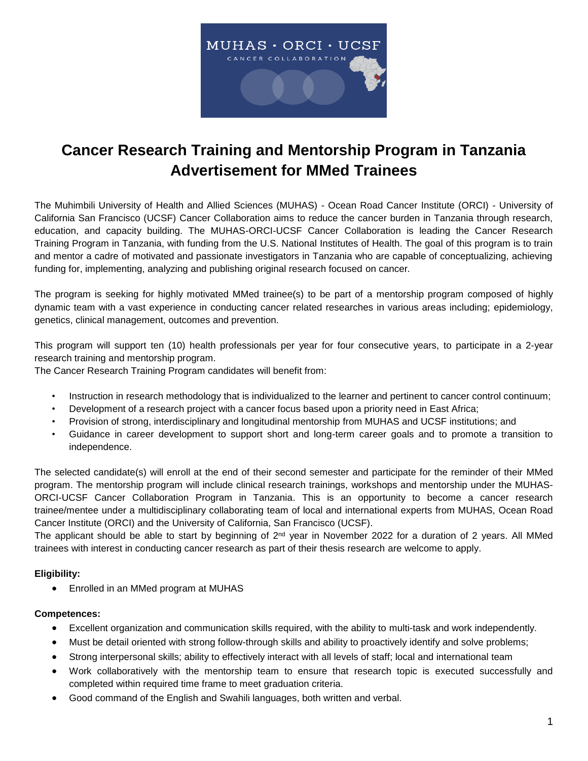# Cancer Research Training and Mentorship Program in Tanzania
# Advertisement for MMed Trainees

The Muhimbili University of Health and Allied Sciences (MUHAS) - Ocean Road Cancer Institute (ORCI) - University of California San Francisco (UCSF) Cancer Collaboration aims to reduce the cancer burden in Tanzania through research, education, and capacity building. The MUHAS-ORCI-UCSF Cancer Collaboration is leading the Cancer Research Training Program in Tanzania, with funding from the U.S. National Institutes of Health. The goal of this program is to train and mentor a cadre of motivated and passionate investigators in Tanzania who are capable of conceptualizing, achieving funding for, implementing, analyzing and publishing original research focused on cancer.

The program is seeking for highly motivated MMed trainee(s) to be part of a mentorship program composed of highly dynamic team with a vast experience in conducting cancer related researches in various areas including; epidemiology, genetics, clinical management, outcomes and prevention.

This program will support ten (10) health professionals per year for four consecutive years, to participate in a 2-year research training and mentorship program.

The Cancer Research Training Program candidates will benefit from:

- Instruction in research methodology that is individualized to the learner and pertinent to cancer control continuum;
- Development of a research project with a cancer focus based upon a priority need in East Africa;
- Provision of strong, interdisciplinary and longitudinal mentorship from MUHAS and UCSF institutions; and
- Guidance in career development to support short and long-term career goals and to promote a transition to independence.

The selected candidate(s) will enroll at the end of their second semester and participate for the reminder of their MMed program. The mentorship program will include clinical research trainings, workshops and mentorship under the MUHAS-ORCI-UCSF Cancer Collaboration Program in Tanzania. This is an opportunity to become a cancer research trainee/mentee under a multidisciplinary collaborating team of local and international experts from MUHAS, Ocean Road Cancer Institute (ORCI) and the University of California, San Francisco (UCSF).

The applicant should be able to start by beginning of 2nd year in November 2022 for a duration of 2 years. All MMed trainees with interest in conducting cancer research as part of their thesis research are welcome to apply.

**Eligibility:**

- Enrolled in an MMed program at MUHAS

**Competences:**

- Excellent organization and communication skills required, with the ability to multi-task and work independently.
- Must be detail oriented with strong follow-through skills and ability to proactively identify and solve problems;
- Strong interpersonal skills; ability to effectively interact with all levels of staff; local and international team
- Work collaboratively with the mentorship team to ensure that research topic is executed successfully and completed within required time frame to meet graduation criteria.
- Good command of the English and Swahili languages, both written and verbal.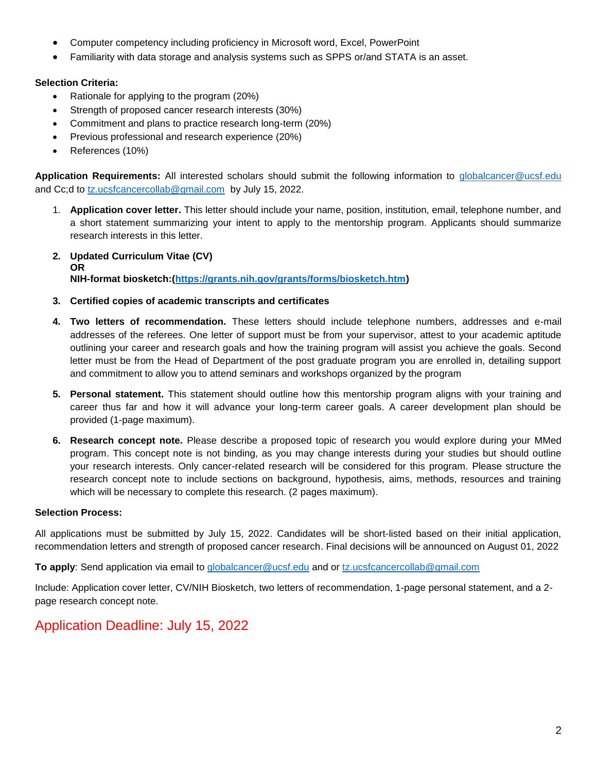- Computer competency including proficiency in Microsoft word, Excel, PowerPoint
- Familiarity with data storage and analysis systems such as SPPS or/and STATA is an asset.

**Selection Criteria:**

- Rationale for applying to the program (20%)
- Strength of proposed cancer research interests (30%)
- Commitment and plans to practice research long-term (20%)
- Previous professional and research experience (20%)
- References (10%)

**Application Requirements:** All interested scholars should submit the following information to globalcancer@ucsf.edu and Cc;d to tz.ucsfcancercollab@gmail.com by July 15, 2022.

1. **Application cover letter.** This letter should include your name, position, institution, email, telephone number, and a short statement summarizing your intent to apply to the mentorship program. Applicants should summarize research interests in this letter.
2. **Updated Curriculum Vitae (CV)**
   **OR**
   **NIH-format biosketch:(https://grants.nih.gov/grants/forms/biosketch.htm)**
3. **Certified copies of academic transcripts and certificates**
4. **Two letters of recommendation.** These letters should include telephone numbers, addresses and e-mail addresses of the referees. One letter of support must be from your supervisor, attest to your academic aptitude outlining your career and research goals and how the training program will assist you achieve the goals. Second letter must be from the Head of Department of the post graduate program you are enrolled in, detailing support and commitment to allow you to attend seminars and workshops organized by the program
5. **Personal statement.** This statement should outline how this mentorship program aligns with your training and career thus far and how it will advance your long-term career goals. A career development plan should be provided (1-page maximum).
6. **Research concept note.** Please describe a proposed topic of research you would explore during your MMed program. This concept note is not binding, as you may change interests during your studies but should outline your research interests. Only cancer-related research will be considered for this program. Please structure the research concept note to include sections on background, hypothesis, aims, methods, resources and training which will be necessary to complete this research. (2 pages maximum).

**Selection Process:**

All applications must be submitted by July 15, 2022. Candidates will be short-listed based on their initial application, recommendation letters and strength of proposed cancer research. Final decisions will be announced on August 01, 2022

**To apply**: Send application via email to globalcancer@ucsf.edu and or tz.ucsfcancercollab@gmail.com

Include: Application cover letter, CV/NIH Biosketch, two letters of recommendation, 1-page personal statement, and a 2-page research concept note.

## Application Deadline: July 15, 2022